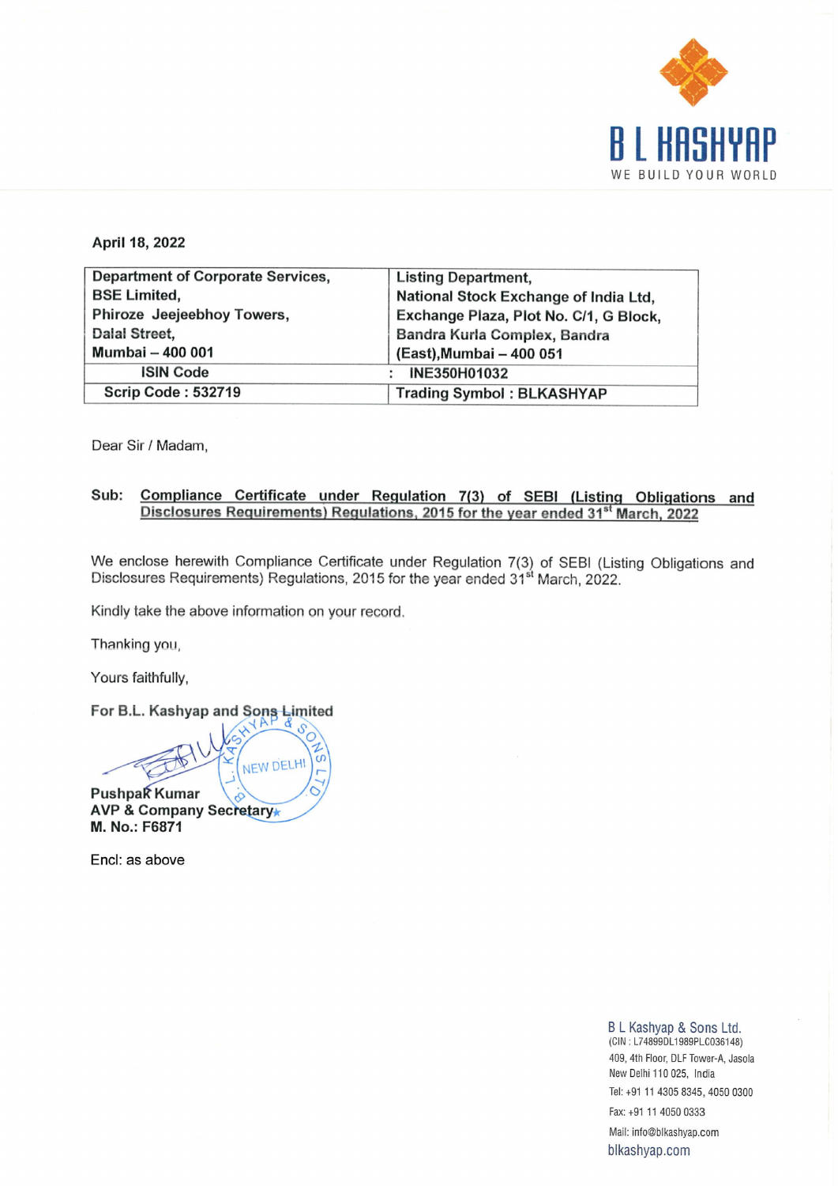B L KASHYAP
WE BUILD YOUR WORLD

**April 18, 2022**

| **Department of Corporate Services,<br>BSE Limited,<br>Phiroze Jeejeebhoy Towers,<br>Dalal Street,<br>Mumbai – 400 001** | **Listing Department,<br>National Stock Exchange of India Ltd,<br>Exchange Plaza, Plot No. C/1, G Block,<br>Bandra Kurla Complex, Bandra<br>(East),Mumbai – 400 051** |
|---|---|
| **ISIN Code** | **: INE350H01032** |
| **Scrip Code : 532719** | **Trading Symbol : BLKASHYAP** |

Dear Sir / Madam,

**Sub: <u>Compliance Certificate under Regulation 7(3) of SEBI (Listing Obligations and Disclosures Requirements) Regulations, 2015 for the year ended 31st March, 2022</u>**

We enclose herewith Compliance Certificate under Regulation 7(3) of SEBI (Listing Obligations and Disclosures Requirements) Regulations, 2015 for the year ended 31st March, 2022.

Kindly take the above information on your record.

Thanking you,

Yours faithfully,

**For B.L. Kashyap and Sons Limited**

**Pushpak Kumar**
**AVP & Company Secretary**
**M. No.: F6871**

Encl: as above

B L Kashyap & Sons Ltd.
(CIN : L74899DL1989PLC036148)
409, 4th Floor, DLF Tower-A, Jasola
New Delhi 110 025, India
Tel: +91 11 4305 8345, 4050 0300
Fax: +91 11 4050 0333
Mail: info@blkashyap.com
blkashyap.com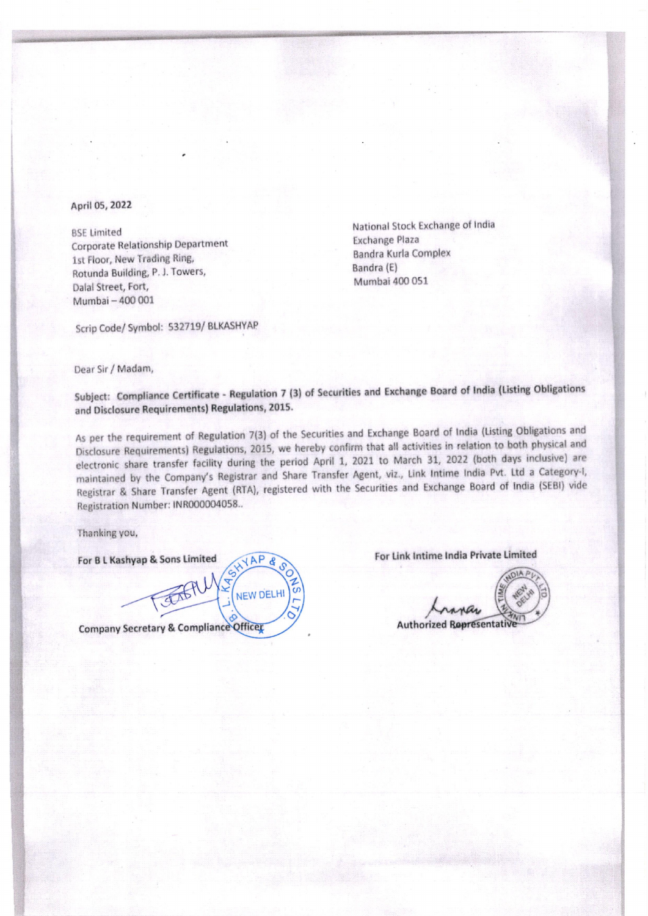April 05, 2022

BSE Limited
Corporate Relationship Department
1st Floor, New Trading Ring,
Rotunda Building, P. J. Towers,
Dalal Street, Fort,
Mumbai – 400 001

National Stock Exchange of India
Exchange Plaza
Bandra Kurla Complex
Bandra (E)
Mumbai 400 051

Scrip Code/ Symbol: 532719/ BLKASHYAP

Dear Sir / Madam,

**Subject: Compliance Certificate - Regulation 7 (3) of Securities and Exchange Board of India (Listing Obligations and Disclosure Requirements) Regulations, 2015.**

As per the requirement of Regulation 7(3) of the Securities and Exchange Board of India (Listing Obligations and Disclosure Requirements) Regulations, 2015, we hereby confirm that all activities in relation to both physical and electronic share transfer facility during the period April 1, 2021 to March 31, 2022 (both days inclusive) are maintained by the Company's Registrar and Share Transfer Agent, viz., Link Intime India Pvt. Ltd a Category-I, Registrar & Share Transfer Agent (RTA), registered with the Securities and Exchange Board of India (SEBI) vide Registration Number: INR000004058..

Thanking you,

**For B L Kashyap & Sons Limited**

**Company Secretary & Compliance Officer**

**For Link Intime India Private Limited**

**Authorized Representative**